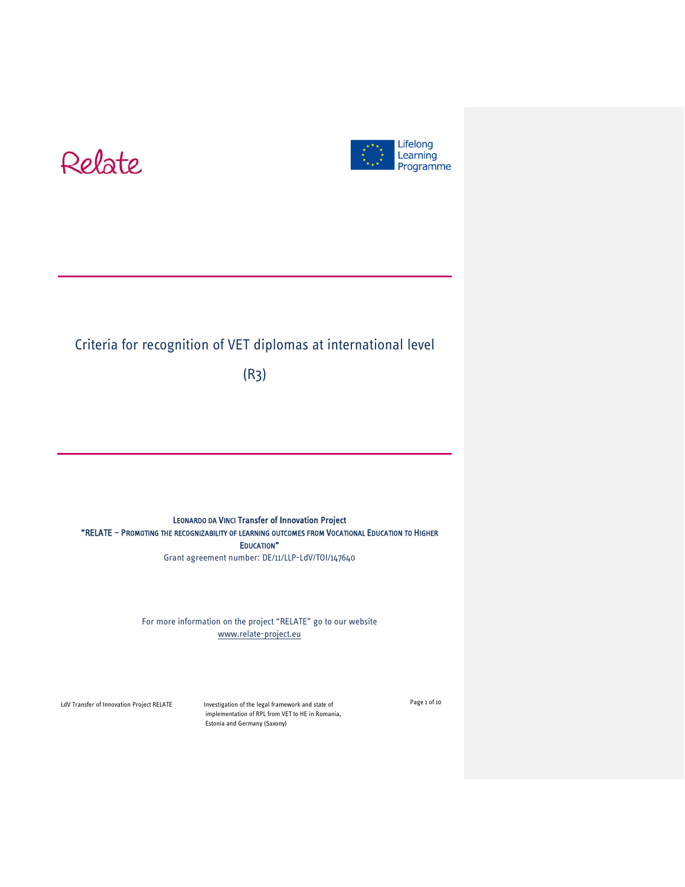Relate

Lifelong Learning Programme

# Criteria for recognition of VET diplomas at international level

# (R3)

**LEONARDO DA VINCI Transfer of Innovation Project**

**"RELATE – PROMOTING THE RECOGNIZABILITY OF LEARNING OUTCOMES FROM VOCATIONAL EDUCATION TO HIGHER EDUCATION"**

Grant agreement number: DE/11/LLP-LdV/TOI/147640

For more information on the project "RELATE" go to our website
www.relate-project.eu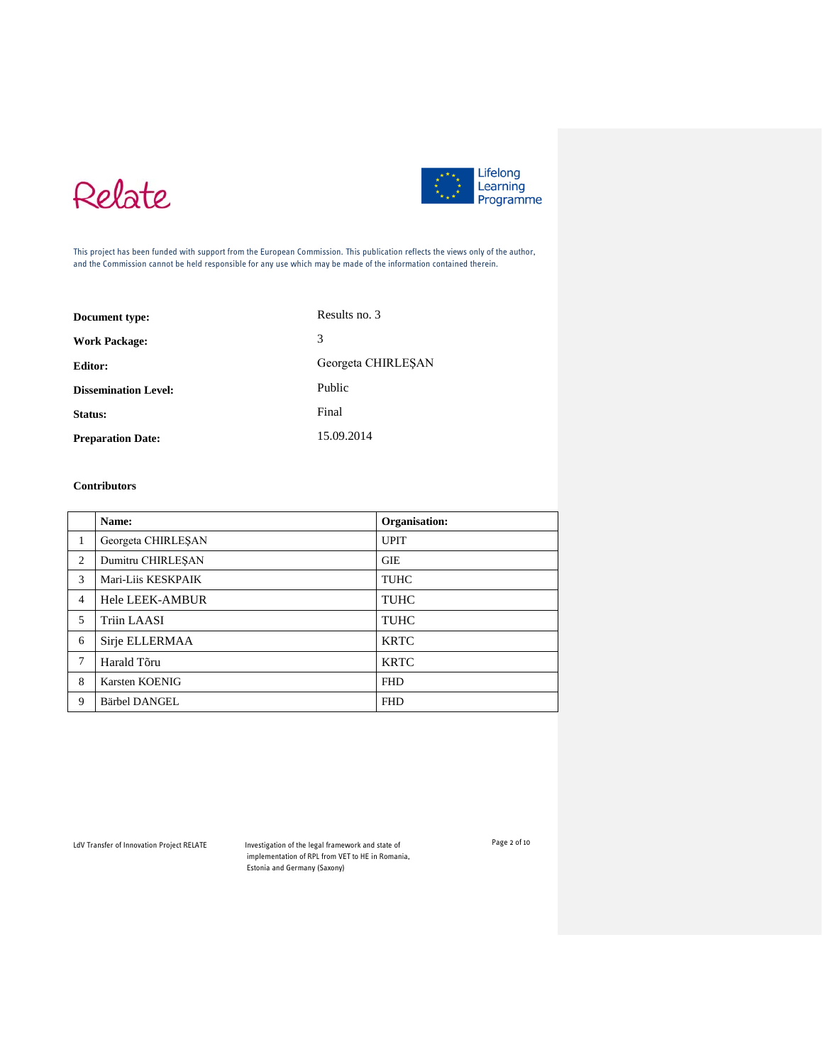Relate

Lifelong Learning Programme

This project has been funded with support from the European Commission. This publication reflects the views only of the author, and the Commission cannot be held responsible for any use which may be made of the information contained therein.

| | |
|---|---|
| **Document type:** | Results no. 3 |
| **Work Package:** | 3 |
| **Editor:** | Georgeta CHIRLEŞAN |
| **Dissemination Level:** | Public |
| **Status:** | Final |
| **Preparation Date:** | 15.09.2014 |

**Contributors**

| | Name: | Organisation: |
|---|---|---|
| 1 | Georgeta CHIRLEŞAN | UPIT |
| 2 | Dumitru CHIRLEŞAN | GIE |
| 3 | Mari-Liis KESKPAIK | TUHC |
| 4 | Hele LEEK-AMBUR | TUHC |
| 5 | Triin LAASI | TUHC |
| 6 | Sirje ELLERMAA | KRTC |
| 7 | Harald Tõru | KRTC |
| 8 | Karsten KOENIG | FHD |
| 9 | Bärbel DANGEL | FHD |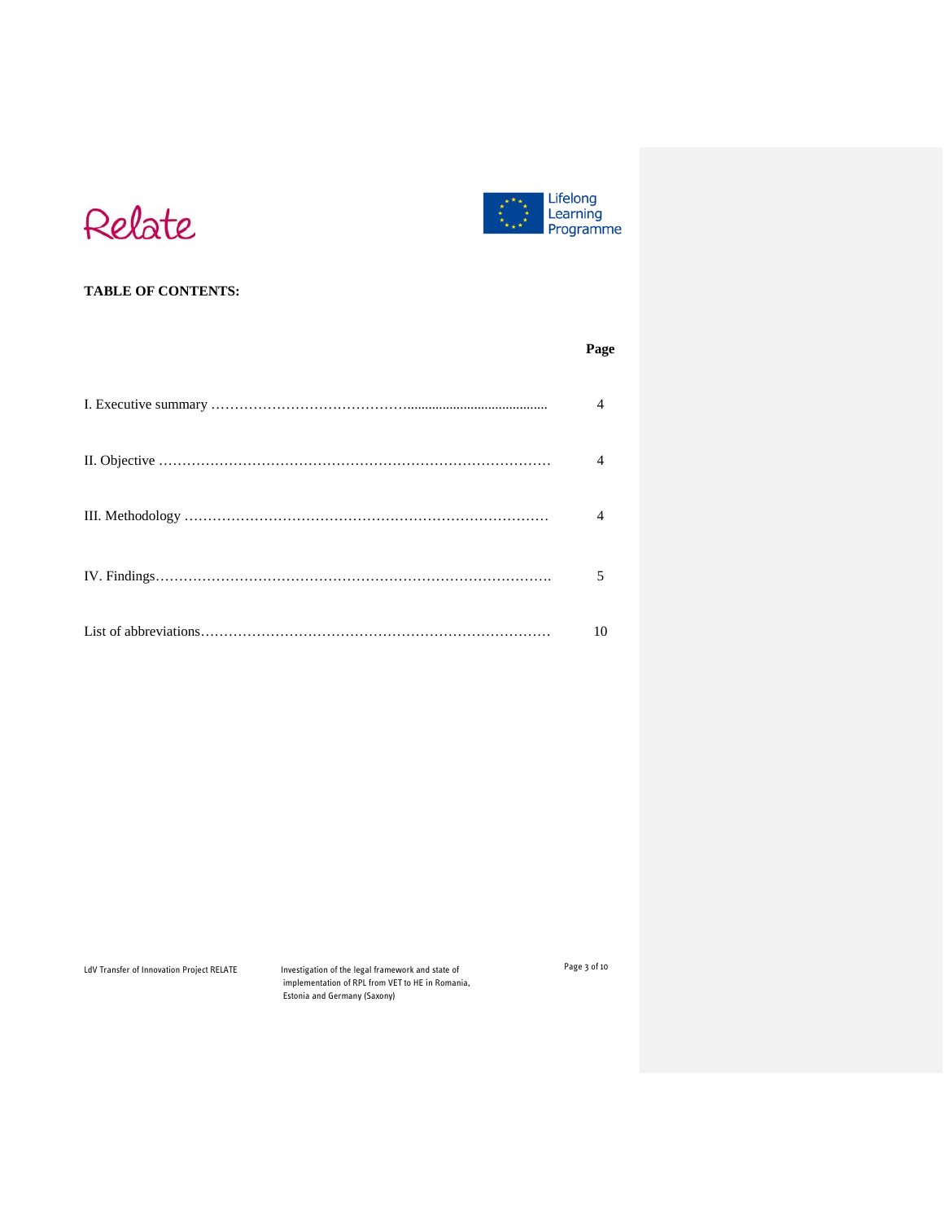**TABLE OF CONTENTS:**

| | Page |
|---|---|
| I. Executive summary | 4 |
| II. Objective | 4 |
| III. Methodology | 4 |
| IV. Findings | 5 |
| List of abbreviations | 10 |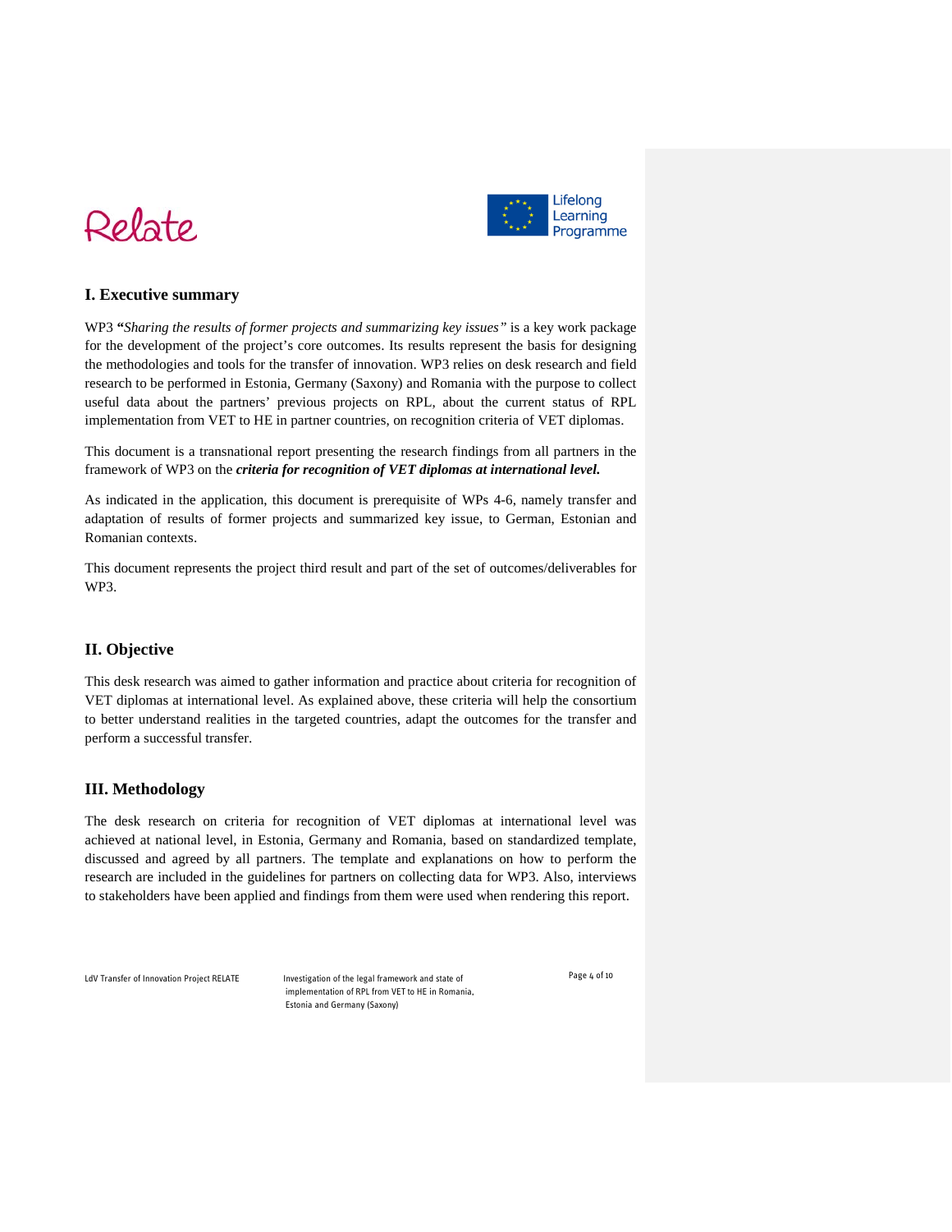## I. Executive summary

WP3 **"***Sharing the results of former projects and summarizing key issues"* is a key work package for the development of the project's core outcomes. Its results represent the basis for designing the methodologies and tools for the transfer of innovation. WP3 relies on desk research and field research to be performed in Estonia, Germany (Saxony) and Romania with the purpose to collect useful data about the partners' previous projects on RPL, about the current status of RPL implementation from VET to HE in partner countries, on recognition criteria of VET diplomas.

This document is a transnational report presenting the research findings from all partners in the framework of WP3 on the ***criteria for recognition of VET diplomas at international level.***

As indicated in the application, this document is prerequisite of WPs 4-6, namely transfer and adaptation of results of former projects and summarized key issue, to German, Estonian and Romanian contexts.

This document represents the project third result and part of the set of outcomes/deliverables for WP3.

## II. Objective

This desk research was aimed to gather information and practice about criteria for recognition of VET diplomas at international level. As explained above, these criteria will help the consortium to better understand realities in the targeted countries, adapt the outcomes for the transfer and perform a successful transfer.

## III. Methodology

The desk research on criteria for recognition of VET diplomas at international level was achieved at national level, in Estonia, Germany and Romania, based on standardized template, discussed and agreed by all partners. The template and explanations on how to perform the research are included in the guidelines for partners on collecting data for WP3. Also, interviews to stakeholders have been applied and findings from them were used when rendering this report.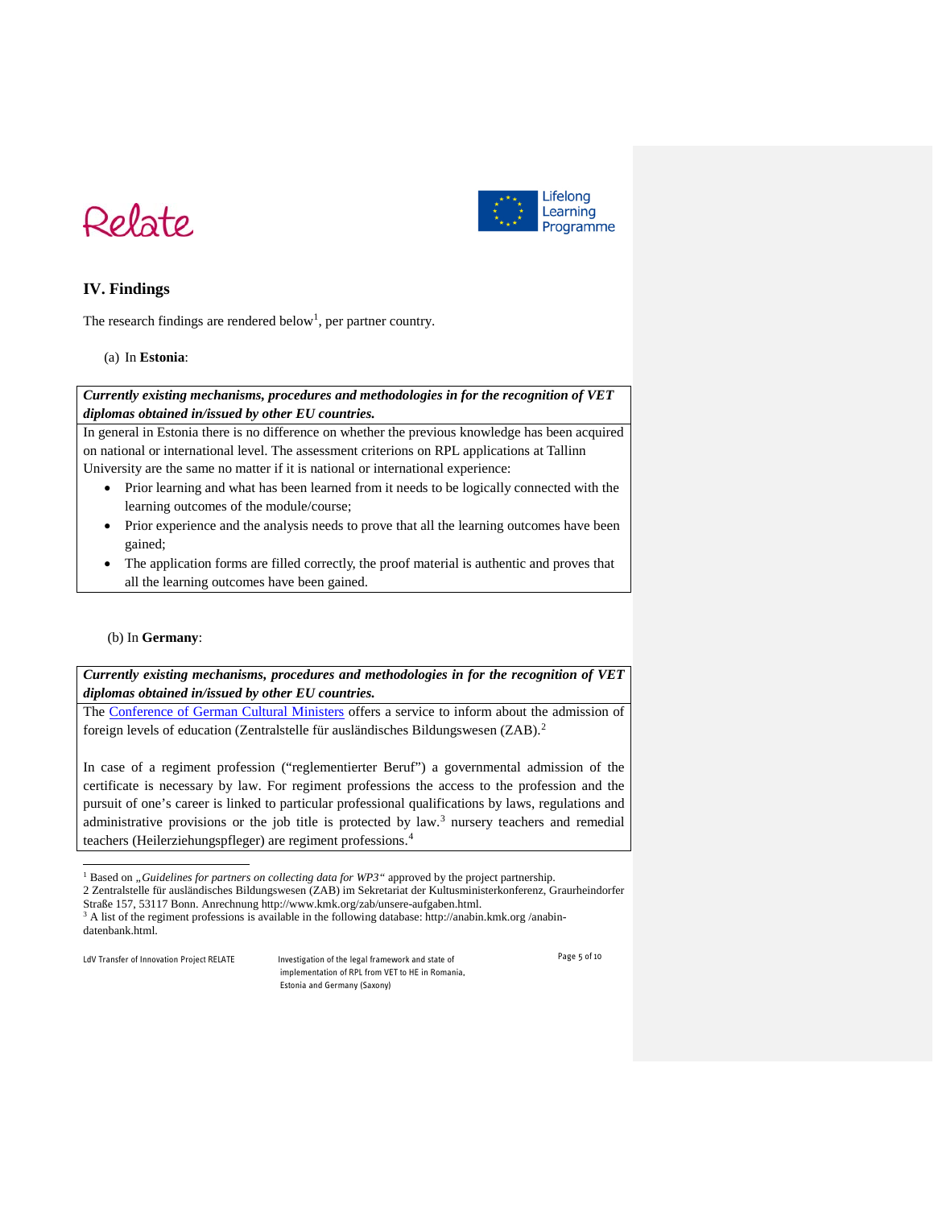## IV. Findings

The research findings are rendered below[1], per partner country.

(a) In **Estonia**:

| ***Currently existing mechanisms, procedures and methodologies in for the recognition of VET diplomas obtained in/issued by other EU countries.*** |
|---|
| In general in Estonia there is no difference on whether the previous knowledge has been acquired on national or international level. The assessment criterions on RPL applications at Tallinn University are the same no matter if it is national or international experience:<br>• Prior learning and what has been learned from it needs to be logically connected with the learning outcomes of the module/course;<br>• Prior experience and the analysis needs to prove that all the learning outcomes have been gained;<br>• The application forms are filled correctly, the proof material is authentic and proves that all the learning outcomes have been gained. |

(b) In **Germany**:

| ***Currently existing mechanisms, procedures and methodologies in for the recognition of VET diplomas obtained in/issued by other EU countries.*** |
|---|
| The Conference of German Cultural Ministers offers a service to inform about the admission of foreign levels of education (Zentralstelle für ausländisches Bildungswesen (ZAB).[2]<br><br>In case of a regiment profession ("reglementierter Beruf") a governmental admission of the certificate is necessary by law. For regiment professions the access to the profession and the pursuit of one's career is linked to particular professional qualifications by laws, regulations and administrative provisions or the job title is protected by law.[3] nursery teachers and remedial teachers (Heilerziehungspfleger) are regiment professions.[4] |

---

[1] Based on „*Guidelines for partners on collecting data for WP3*" approved by the project partnership.

2 Zentralstelle für ausländisches Bildungswesen (ZAB) im Sekretariat der Kultusministerkonferenz, Graurheindorfer Straße 157, 53117 Bonn. Anrechnung http://www.kmk.org/zab/unsere-aufgaben.html.

[3] A list of the regiment professions is available in the following database: http://anabin.kmk.org /anabin-datenbank.html.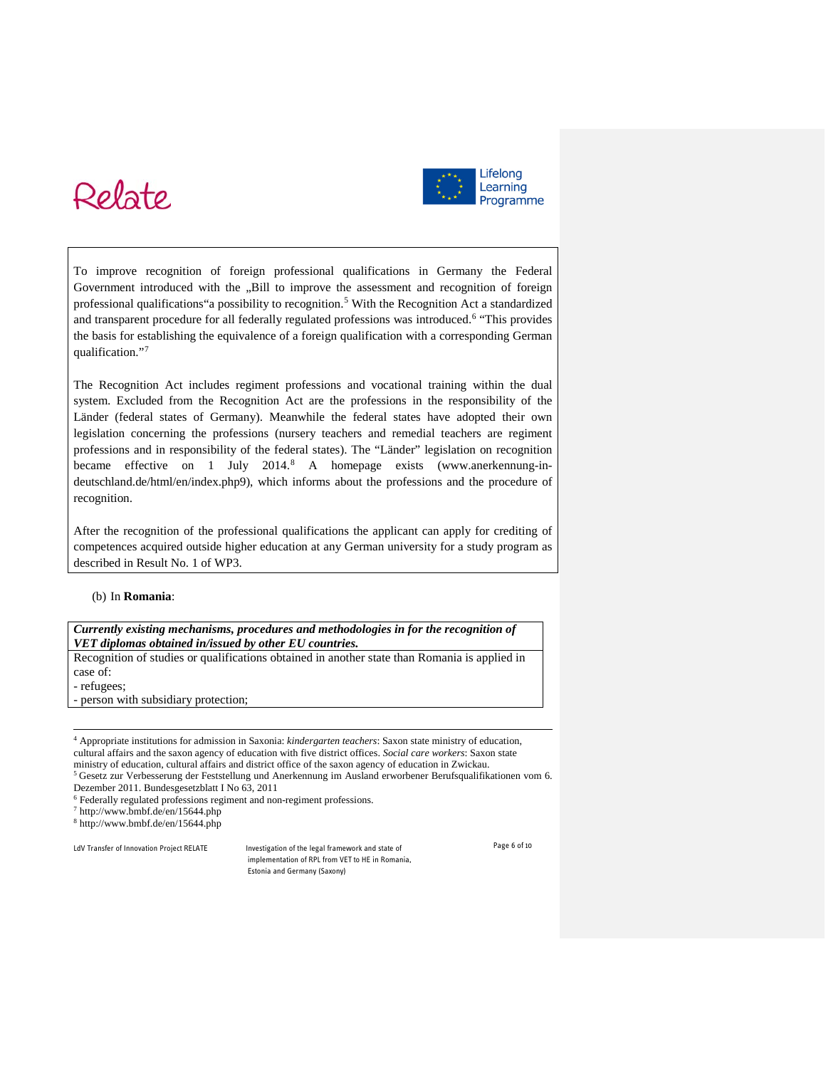To improve recognition of foreign professional qualifications in Germany the Federal Government introduced with the „Bill to improve the assessment and recognition of foreign professional qualifications"a possibility to recognition.[5] With the Recognition Act a standardized and transparent procedure for all federally regulated professions was introduced.[6] "This provides the basis for establishing the equivalence of a foreign qualification with a corresponding German qualification."[7]

The Recognition Act includes regiment professions and vocational training within the dual system. Excluded from the Recognition Act are the professions in the responsibility of the Länder (federal states of Germany). Meanwhile the federal states have adopted their own legislation concerning the professions (nursery teachers and remedial teachers are regiment professions and in responsibility of the federal states). The "Länder" legislation on recognition became effective on 1 July 2014.[8] A homepage exists (www.anerkennung-in-deutschland.de/html/en/index.php9), which informs about the professions and the procedure of recognition.

After the recognition of the professional qualifications the applicant can apply for crediting of competences acquired outside higher education at any German university for a study program as described in Result No. 1 of WP3.

(b) In **Romania**:

| ***Currently existing mechanisms, procedures and methodologies in for the recognition of VET diplomas obtained in/issued by other EU countries.*** |
|---|
| Recognition of studies or qualifications obtained in another state than Romania is applied in case of:<br>- refugees;<br>- person with subsidiary protection; |

---

[4] Appropriate institutions for admission in Saxonia: *kindergarten teachers*: Saxon state ministry of education, cultural affairs and the saxon agency of education with five district offices. *Social care workers*: Saxon state ministry of education, cultural affairs and district office of the saxon agency of education in Zwickau.

[5] Gesetz zur Verbesserung der Feststellung und Anerkennung im Ausland erworbener Berufsqualifikationen vom 6. Dezember 2011. Bundesgesetzblatt I No 63, 2011

[6] Federally regulated professions regiment and non-regiment professions.

[7] http://www.bmbf.de/en/15644.php

[8] http://www.bmbf.de/en/15644.php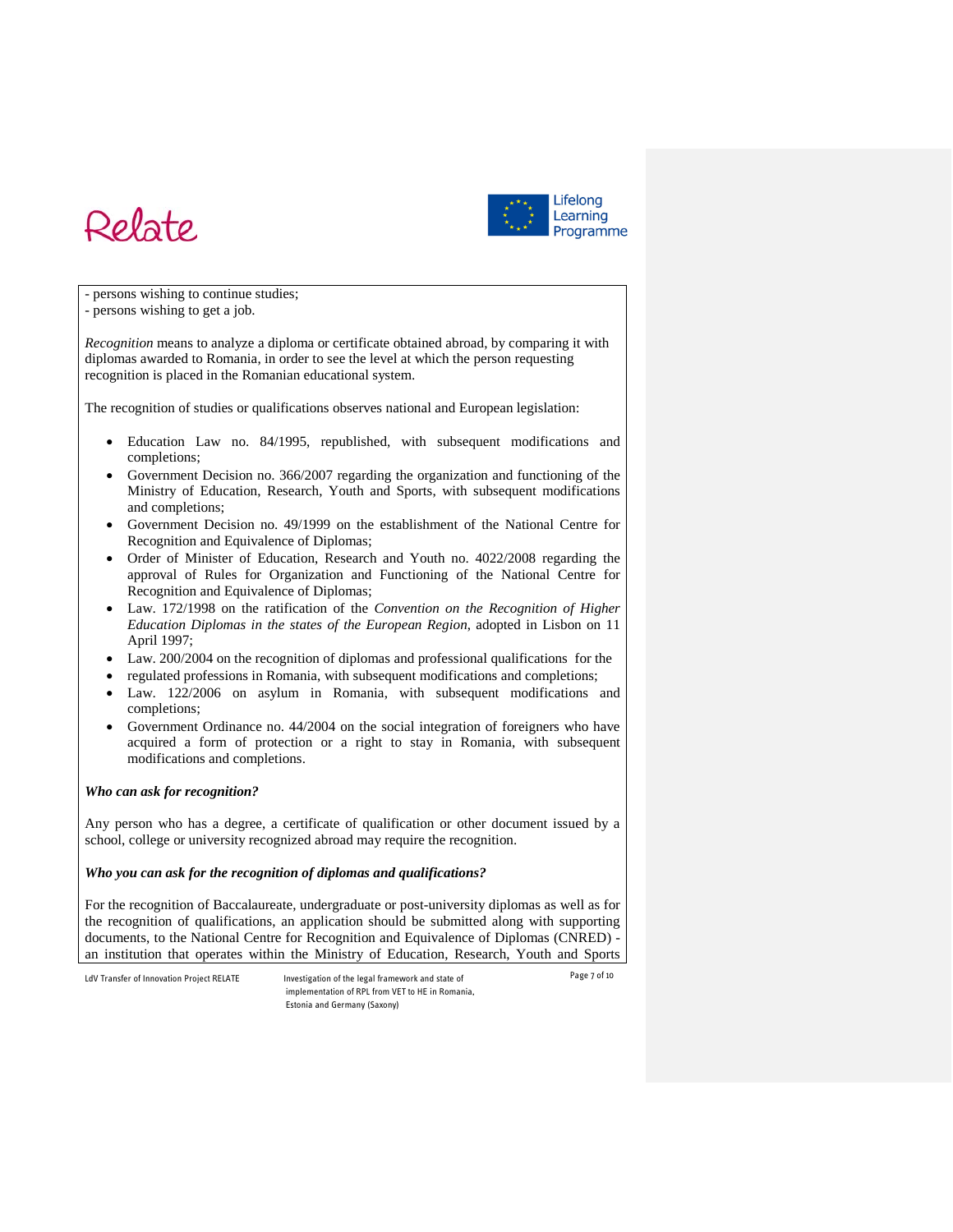- persons wishing to continue studies;
- persons wishing to get a job.

*Recognition* means to analyze a diploma or certificate obtained abroad, by comparing it with diplomas awarded to Romania, in order to see the level at which the person requesting recognition is placed in the Romanian educational system.

The recognition of studies or qualifications observes national and European legislation:

- Education Law no. 84/1995, republished, with subsequent modifications and completions;
- Government Decision no. 366/2007 regarding the organization and functioning of the Ministry of Education, Research, Youth and Sports, with subsequent modifications and completions;
- Government Decision no. 49/1999 on the establishment of the National Centre for Recognition and Equivalence of Diplomas;
- Order of Minister of Education, Research and Youth no. 4022/2008 regarding the approval of Rules for Organization and Functioning of the National Centre for Recognition and Equivalence of Diplomas;
- Law. 172/1998 on the ratification of the *Convention on the Recognition of Higher Education Diplomas in the states of the European Region*, adopted in Lisbon on 11 April 1997;
- Law. 200/2004 on the recognition of diplomas and professional qualifications for the
- regulated professions in Romania, with subsequent modifications and completions;
- Law. 122/2006 on asylum in Romania, with subsequent modifications and completions;
- Government Ordinance no. 44/2004 on the social integration of foreigners who have acquired a form of protection or a right to stay in Romania, with subsequent modifications and completions.

***Who can ask for recognition?***

Any person who has a degree, a certificate of qualification or other document issued by a school, college or university recognized abroad may require the recognition.

***Who you can ask for the recognition of diplomas and qualifications?***

For the recognition of Baccalaureate, undergraduate or post-university diplomas as well as for the recognition of qualifications, an application should be submitted along with supporting documents, to the National Centre for Recognition and Equivalence of Diplomas (CNRED) - an institution that operates within the Ministry of Education, Research, Youth and Sports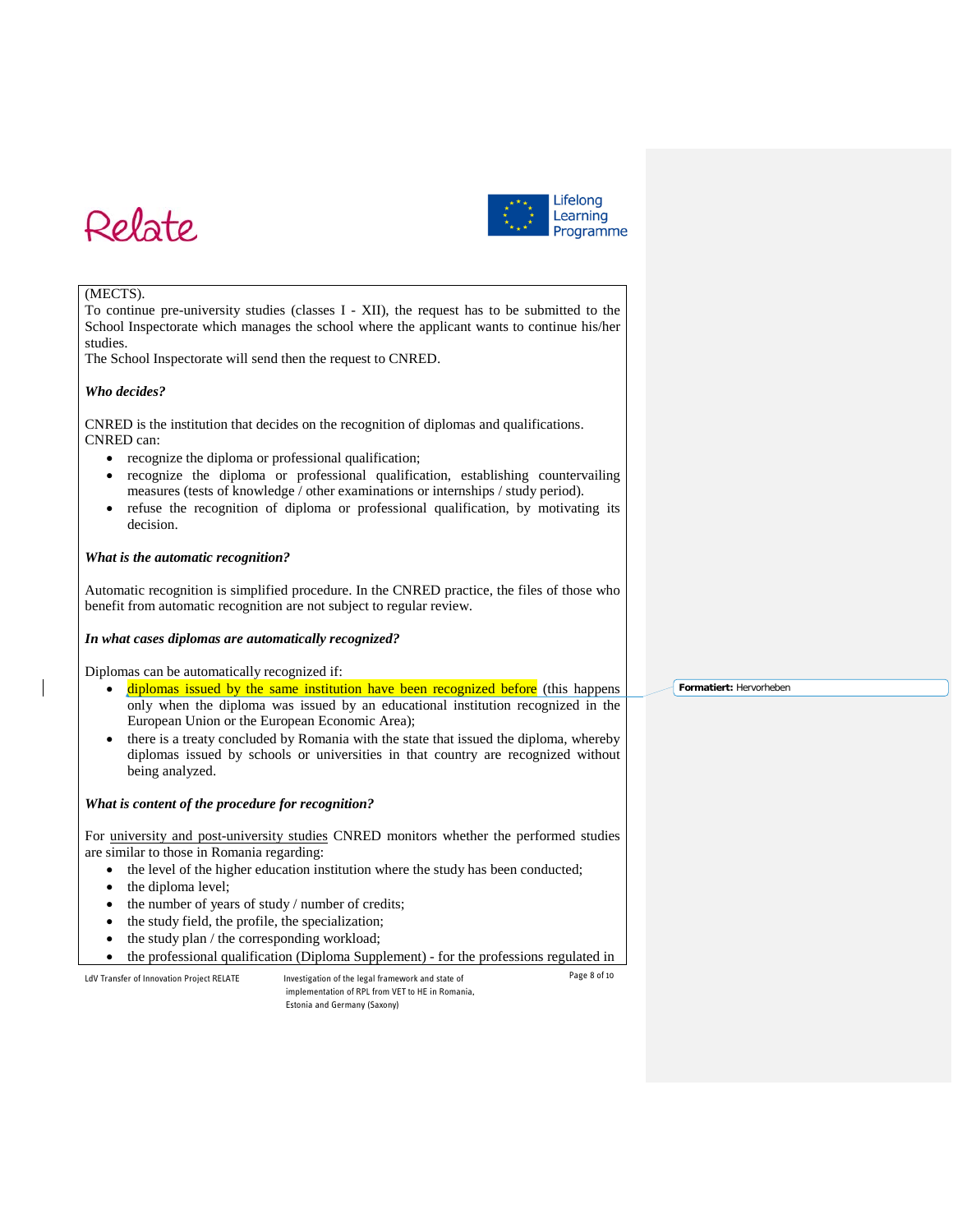(MECTS).
To continue pre-university studies (classes I - XII), the request has to be submitted to the School Inspectorate which manages the school where the applicant wants to continue his/her studies.
The School Inspectorate will send then the request to CNRED.

***Who decides?***

CNRED is the institution that decides on the recognition of diplomas and qualifications.
CNRED can:

- recognize the diploma or professional qualification;
- recognize the diploma or professional qualification, establishing countervailing measures (tests of knowledge / other examinations or internships / study period).
- refuse the recognition of diploma or professional qualification, by motivating its decision.

***What is the automatic recognition?***

Automatic recognition is simplified procedure. In the CNRED practice, the files of those who benefit from automatic recognition are not subject to regular review.

***In what cases diplomas are automatically recognized?***

Diplomas can be automatically recognized if:

- diplomas issued by the same institution have been recognized before (this happens only when the diploma was issued by an educational institution recognized in the European Union or the European Economic Area);
- there is a treaty concluded by Romania with the state that issued the diploma, whereby diplomas issued by schools or universities in that country are recognized without being analyzed.

***What is content of the procedure for recognition?***

For university and post-university studies CNRED monitors whether the performed studies are similar to those in Romania regarding:

- the level of the higher education institution where the study has been conducted;
- the diploma level;
- the number of years of study / number of credits;
- the study field, the profile, the specialization;
- the study plan / the corresponding workload;
- the professional qualification (Diploma Supplement) - for the professions regulated in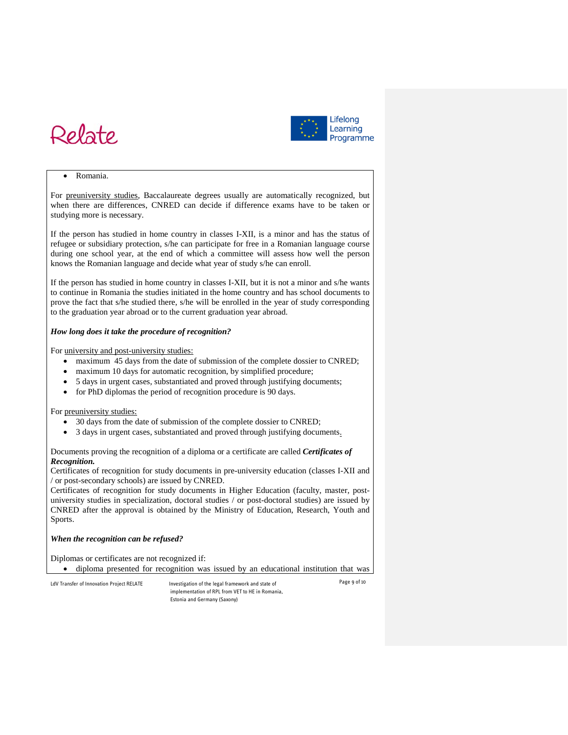- Romania.

For preuniversity studies, Baccalaureate degrees usually are automatically recognized, but when there are differences, CNRED can decide if difference exams have to be taken or studying more is necessary.

If the person has studied in home country in classes I-XII, is a minor and has the status of refugee or subsidiary protection, s/he can participate for free in a Romanian language course during one school year, at the end of which a committee will assess how well the person knows the Romanian language and decide what year of study s/he can enroll.

If the person has studied in home country in classes I-XII, but it is not a minor and s/he wants to continue in Romania the studies initiated in the home country and has school documents to prove the fact that s/he studied there, s/he will be enrolled in the year of study corresponding to the graduation year abroad or to the current graduation year abroad.

***How long does it take the procedure of recognition?***

For university and post-university studies:

- maximum 45 days from the date of submission of the complete dossier to CNRED;
- maximum 10 days for automatic recognition, by simplified procedure;
- 5 days in urgent cases, substantiated and proved through justifying documents;
- for PhD diplomas the period of recognition procedure is 90 days.

For preuniversity studies:

- 30 days from the date of submission of the complete dossier to CNRED;
- 3 days in urgent cases, substantiated and proved through justifying documents.

Documents proving the recognition of a diploma or a certificate are called ***Certificates of Recognition.***

Certificates of recognition for study documents in pre-university education (classes I-XII and / or post-secondary schools) are issued by CNRED.

Certificates of recognition for study documents in Higher Education (faculty, master, post-university studies in specialization, doctoral studies / or post-doctoral studies) are issued by CNRED after the approval is obtained by the Ministry of Education, Research, Youth and Sports.

***When the recognition can be refused?***

Diplomas or certificates are not recognized if:

- diploma presented for recognition was issued by an educational institution that was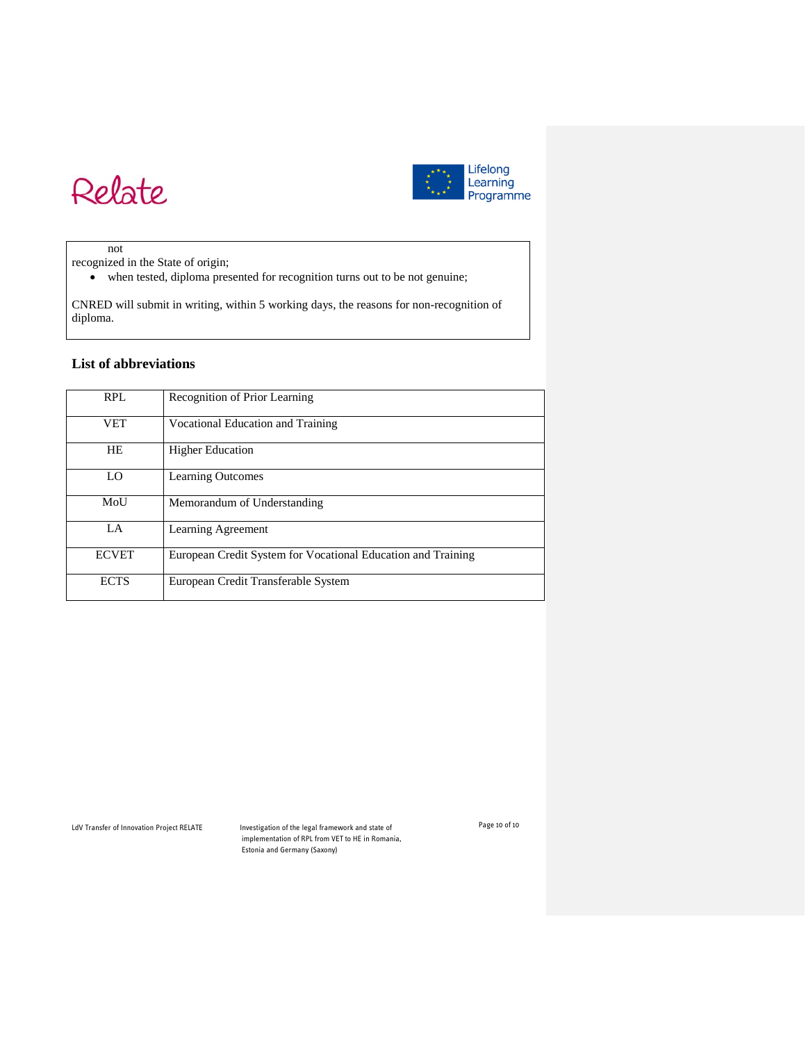not recognized in the State of origin;

- when tested, diploma presented for recognition turns out to be not genuine;

CNRED will submit in writing, within 5 working days, the reasons for non-recognition of diploma.

### List of abbreviations

| | |
|---|---|
| RPL | Recognition of Prior Learning |
| VET | Vocational Education and Training |
| HE | Higher Education |
| LO | Learning Outcomes |
| MoU | Memorandum of Understanding |
| LA | Learning Agreement |
| ECVET | European Credit System for Vocational Education and Training |
| ECTS | European Credit Transferable System |